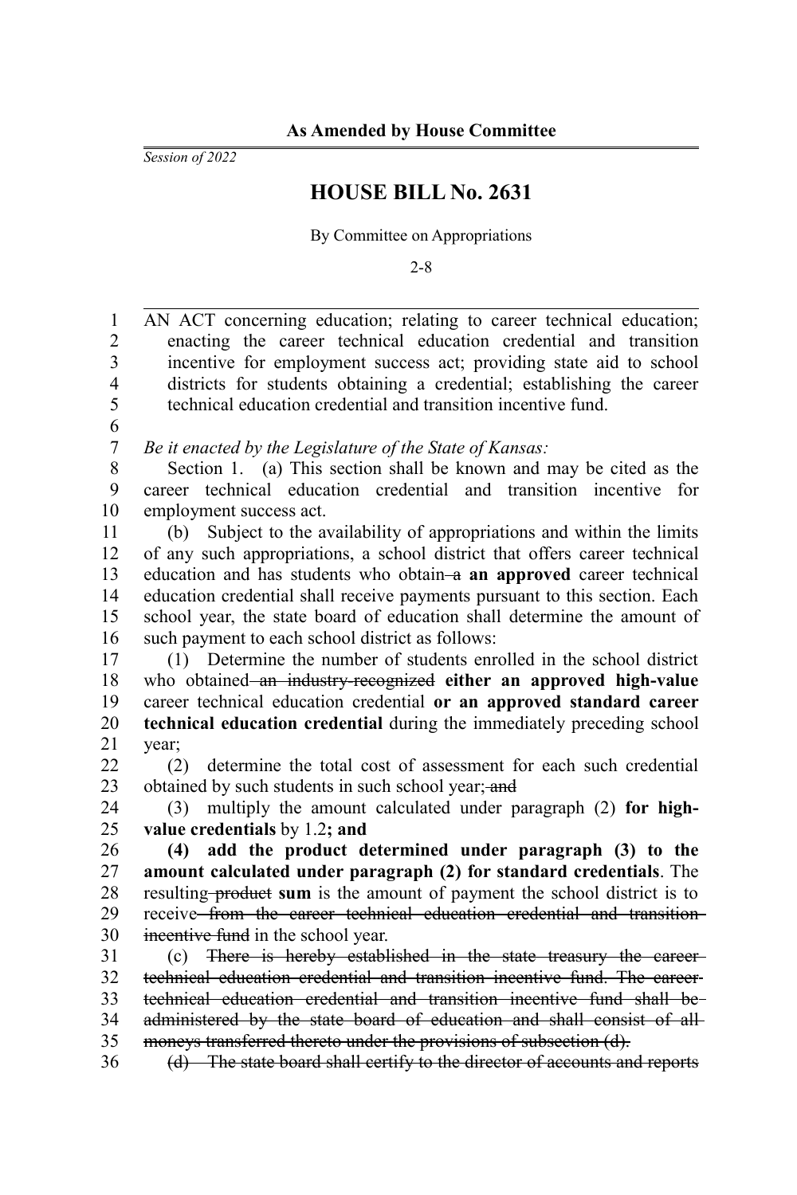**As Amended by House Committee**

*Session of 2022*

# HOUSE BILL No. 2631

By Committee on Appropriations

2-8

AN ACT concerning education; relating to career technical education; enacting the career technical education credential and transition incentive for employment success act; providing state aid to school districts for students obtaining a credential; establishing the career technical education credential and transition incentive fund.

*Be it enacted by the Legislature of the State of Kansas:*

Section 1. (a) This section shall be known and may be cited as the career technical education credential and transition incentive for employment success act.

(b) Subject to the availability of appropriations and within the limits of any such appropriations, a school district that offers career technical education and has students who obtain ~~a~~ **an approved** career technical education credential shall receive payments pursuant to this section. Each school year, the state board of education shall determine the amount of such payment to each school district as follows:

(1) Determine the number of students enrolled in the school district who obtained ~~an industry-recognized~~ **either an approved high-value** career technical education credential **or an approved standard career technical education credential** during the immediately preceding school year;

(2) determine the total cost of assessment for each such credential obtained by such students in such school year; ~~and~~

(3) multiply the amount calculated under paragraph (2) **for high-value credentials** by 1.2**; and**

**(4) add the product determined under paragraph (3) to the amount calculated under paragraph (2) for standard credentials**. The resulting ~~product~~ **sum** is the amount of payment the school district is to receive ~~from the career technical education credential and transition incentive fund~~ in the school year.

(c) ~~There is hereby established in the state treasury the career technical education credential and transition incentive fund. The career technical education credential and transition incentive fund shall be administered by the state board of education and shall consist of all moneys transferred thereto under the provisions of subsection (d).~~

~~(d) The state board shall certify to the director of accounts and reports~~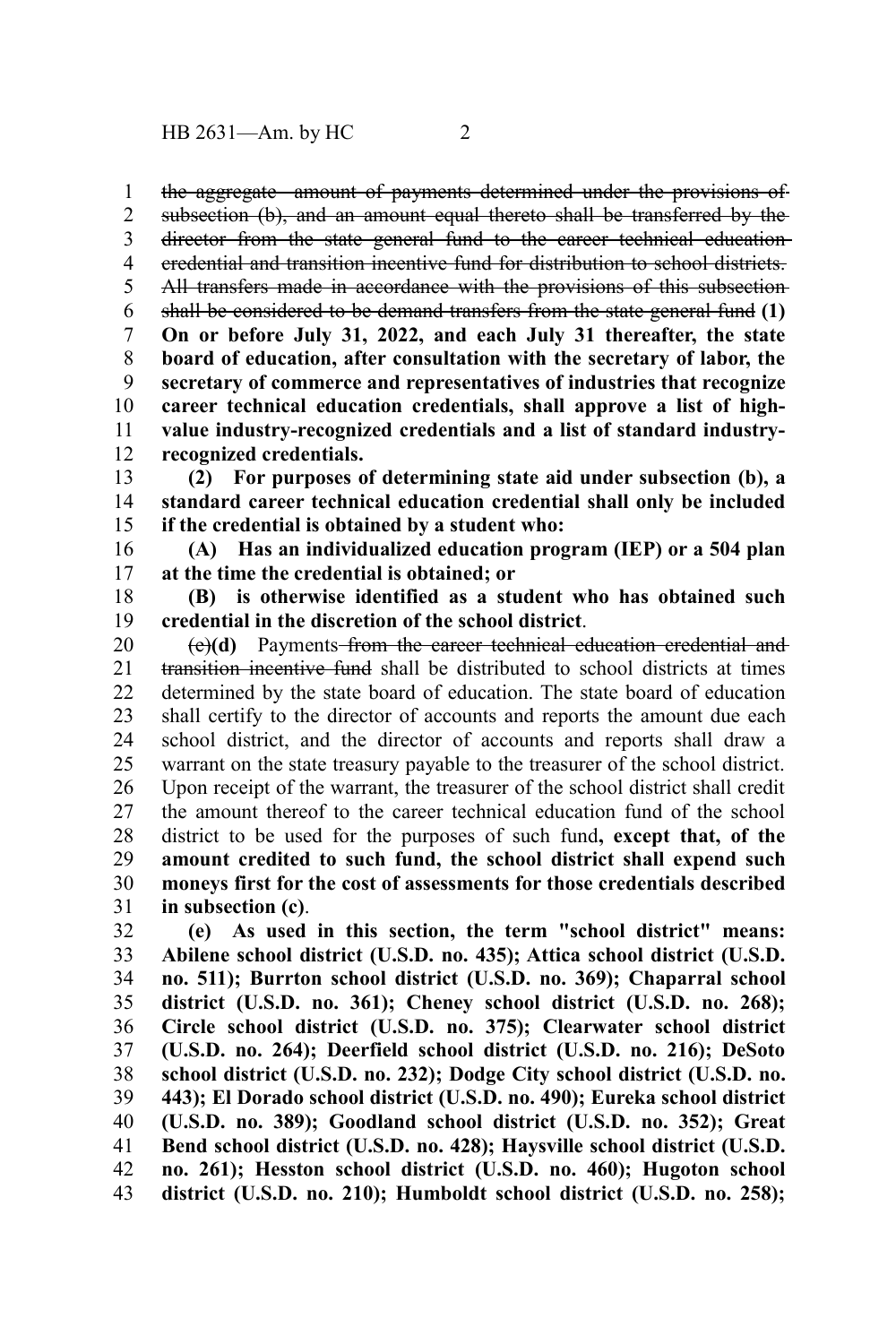~~the aggregate amount of payments determined under the provisions of subsection (b), and an amount equal thereto shall be transferred by the director from the state general fund to the career technical education credential and transition incentive fund for distribution to school districts. All transfers made in accordance with the provisions of this subsection shall be considered to be demand transfers from the state general fund~~ **(1) On or before July 31, 2022, and each July 31 thereafter, the state board of education, after consultation with the secretary of labor, the secretary of commerce and representatives of industries that recognize career technical education credentials, shall approve a list of high-value industry-recognized credentials and a list of standard industry-recognized credentials.**

**(2) For purposes of determining state aid under subsection (b), a standard career technical education credential shall only be included if the credential is obtained by a student who:**

**(A) Has an individualized education program (IEP) or a 504 plan at the time the credential is obtained; or**

**(B) is otherwise identified as a student who has obtained such credential in the discretion of the school district**.

~~(c)~~**(d)** Payments ~~from the career technical education credential and transition incentive fund~~ shall be distributed to school districts at times determined by the state board of education. The state board of education shall certify to the director of accounts and reports the amount due each school district, and the director of accounts and reports shall draw a warrant on the state treasury payable to the treasurer of the school district. Upon receipt of the warrant, the treasurer of the school district shall credit the amount thereof to the career technical education fund of the school district to be used for the purposes of such fund**, except that, of the amount credited to such fund, the school district shall expend such moneys first for the cost of assessments for those credentials described in subsection (c)**.

**(e) As used in this section, the term "school district" means: Abilene school district (U.S.D. no. 435); Attica school district (U.S.D. no. 511); Burrton school district (U.S.D. no. 369); Chaparral school district (U.S.D. no. 361); Cheney school district (U.S.D. no. 268); Circle school district (U.S.D. no. 375); Clearwater school district (U.S.D. no. 264); Deerfield school district (U.S.D. no. 216); DeSoto school district (U.S.D. no. 232); Dodge City school district (U.S.D. no. 443); El Dorado school district (U.S.D. no. 490); Eureka school district (U.S.D. no. 389); Goodland school district (U.S.D. no. 352); Great Bend school district (U.S.D. no. 428); Haysville school district (U.S.D. no. 261); Hesston school district (U.S.D. no. 460); Hugoton school district (U.S.D. no. 210); Humboldt school district (U.S.D. no. 258);**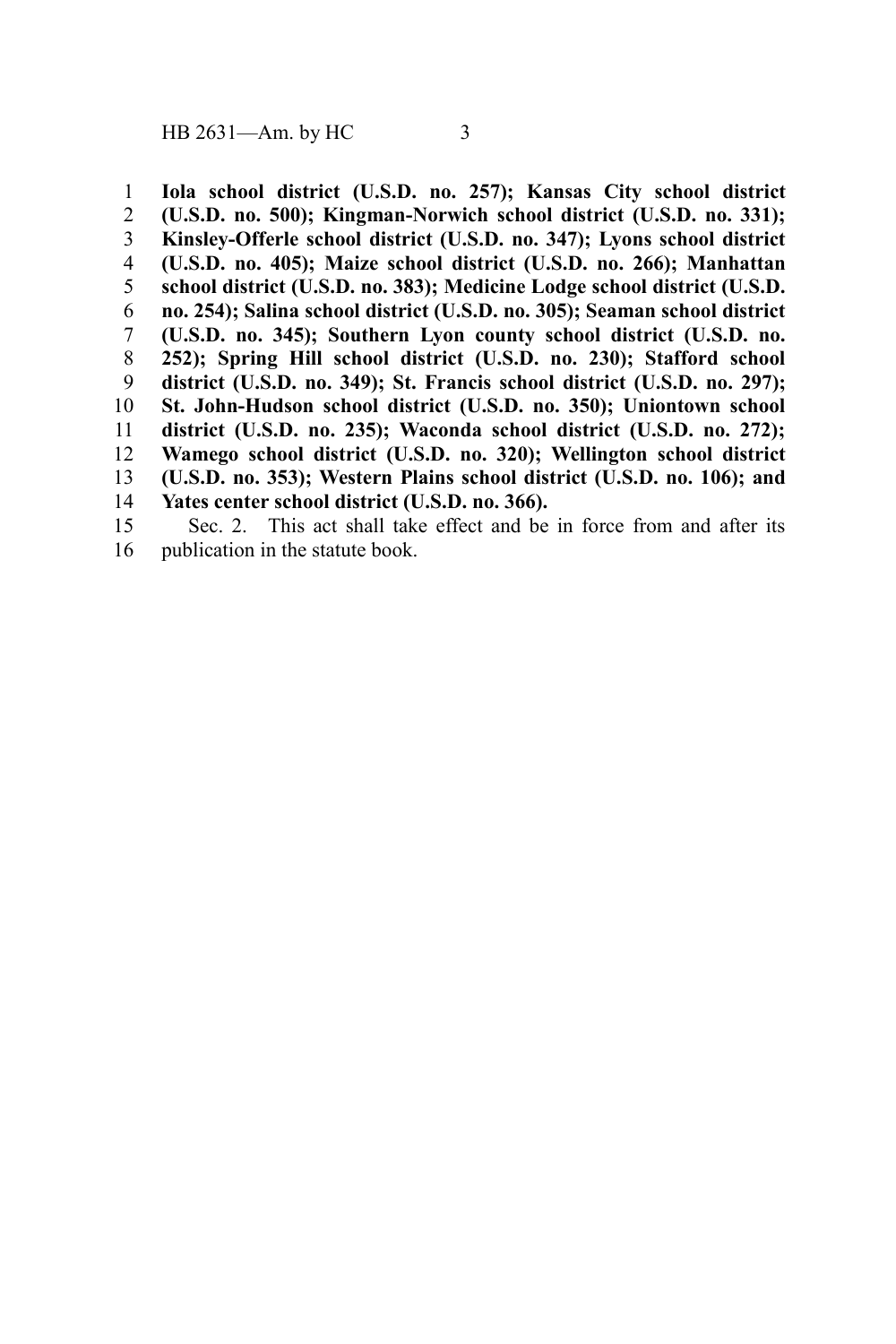**Iola school district (U.S.D. no. 257); Kansas City school district (U.S.D. no. 500); Kingman-Norwich school district (U.S.D. no. 331); Kinsley-Offerle school district (U.S.D. no. 347); Lyons school district (U.S.D. no. 405); Maize school district (U.S.D. no. 266); Manhattan school district (U.S.D. no. 383); Medicine Lodge school district (U.S.D. no. 254); Salina school district (U.S.D. no. 305); Seaman school district (U.S.D. no. 345); Southern Lyon county school district (U.S.D. no. 252); Spring Hill school district (U.S.D. no. 230); Stafford school district (U.S.D. no. 349); St. Francis school district (U.S.D. no. 297); St. John-Hudson school district (U.S.D. no. 350); Uniontown school district (U.S.D. no. 235); Waconda school district (U.S.D. no. 272); Wamego school district (U.S.D. no. 320); Wellington school district (U.S.D. no. 353); Western Plains school district (U.S.D. no. 106); and Yates center school district (U.S.D. no. 366).**

Sec. 2. This act shall take effect and be in force from and after its publication in the statute book.